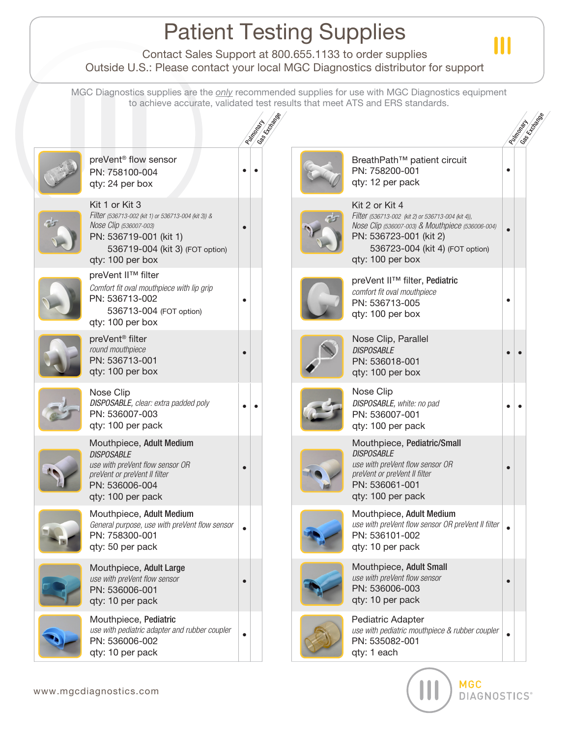# Patient Testing Supplies

Contact Sales Support at 800.655.1133 to order supplies
Outside U.S.: Please contact your local MGC Diagnostics distributor for support

MGC Diagnostics supplies are the *only* recommended supplies for use with MGC Diagnostics equipment to achieve accurate, validated test results that meet ATS and ERS standards.

| Product | Pulmonary | Gas Exchange |
|---|---|---|
| preVent® flow sensor<br>PN: 758100-004<br>qty: 24 per box | • | • |
| Kit 1 or Kit 3<br>*Filter (536713-002 (kit 1) or 536713-004 (kit 3)) & Nose Clip (536007-003)*<br>PN: 536719-001 (kit 1)<br>536719-004 (kit 3) (FOT option)<br>qty: 100 per box | • | |
| preVent II™ filter<br>*Comfort fit oval mouthpiece with lip grip*<br>PN: 536713-002<br>536713-004 (FOT option)<br>qty: 100 per box | • | |
| preVent® filter<br>*round mouthpiece*<br>PN: 536713-001<br>qty: 100 per box | • | |
| Nose Clip<br>*DISPOSABLE, clear: extra padded poly*<br>PN: 536007-003<br>qty: 100 per pack | • | • |
| Mouthpiece, **Adult Medium**<br>*DISPOSABLE*<br>*use with preVent flow sensor OR preVent or preVent II filter*<br>PN: 536006-004<br>qty: 100 per pack | • | |
| Mouthpiece, **Adult Medium**<br>*General purpose, use with preVent flow sensor*<br>PN: 758300-001<br>qty: 50 per pack | • | |
| Mouthpiece, **Adult Large**<br>*use with preVent flow sensor*<br>PN: 536006-001<br>qty: 10 per pack | • | |
| Mouthpiece, **Pediatric**<br>*use with pediatric adapter and rubber coupler*<br>PN: 536006-002<br>qty: 10 per pack | • | |
| BreathPath™ patient circuit<br>PN: 758200-001<br>qty: 12 per pack | • | |
| Kit 2 or Kit 4<br>*Filter (536713-002 (kit 2) or 536713-004 (kit 4)), Nose Clip (536007-003) & Mouthpiece (536006-004)*<br>PN: 536723-001 (kit 2)<br>536723-004 (kit 4) (FOT option)<br>qty: 100 per box | • | |
| preVent II™ filter, **Pediatric**<br>*comfort fit oval mouthpiece*<br>PN: 536713-005<br>qty: 100 per box | • | |
| Nose Clip, Parallel<br>*DISPOSABLE*<br>PN: 536018-001<br>qty: 100 per box | • | • |
| Nose Clip<br>*DISPOSABLE, white: no pad*<br>PN: 536007-001<br>qty: 100 per pack | • | • |
| Mouthpiece, **Pediatric/Small**<br>*DISPOSABLE*<br>*use with preVent flow sensor OR preVent or preVent II filter*<br>PN: 536061-001<br>qty: 100 per pack | • | |
| Mouthpiece, **Adult Medium**<br>*use with preVent flow sensor OR preVent II filter*<br>PN: 536101-002<br>qty: 10 per pack | • | |
| Mouthpiece, **Adult Small**<br>*use with preVent flow sensor*<br>PN: 536006-003<br>qty: 10 per pack | • | |
| Pediatric Adapter<br>*use with pediatric mouthpiece & rubber coupler*<br>PN: 535082-001<br>qty: 1 each | • | |

www.mgcdiagnostics.com

MGC DIAGNOSTICS®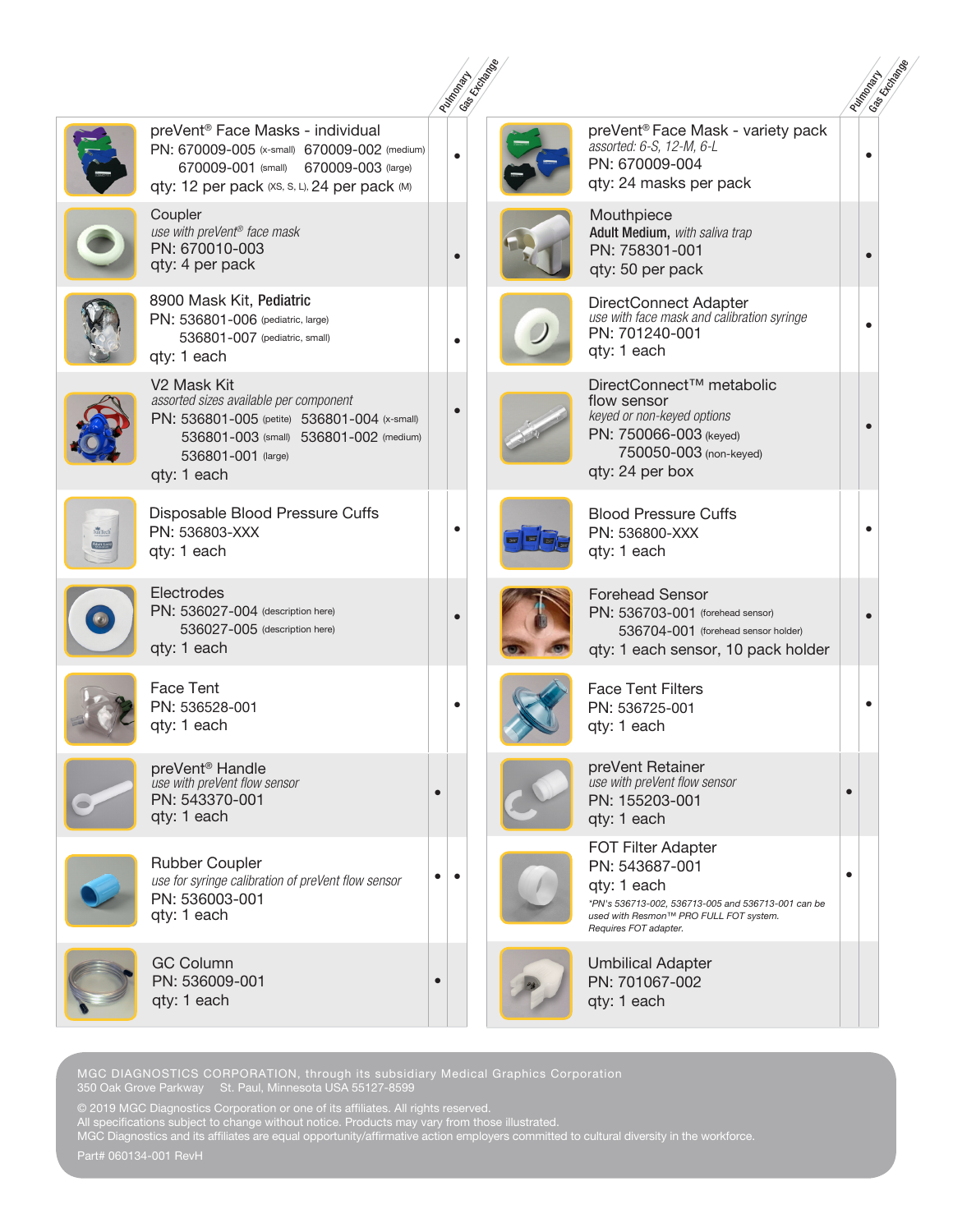| Product | Pulmonary | Gas Exchange |
|---|---|---|
| preVent® Face Masks - individual<br>PN: 670009-005 (x-small) 670009-002 (medium)<br>670009-001 (small) 670009-003 (large)<br>qty: 12 per pack (XS, S, L), 24 per pack (M) | | • |
| Coupler<br>*use with preVent® face mask*<br>PN: 670010-003<br>qty: 4 per pack | | • |
| 8900 Mask Kit, **Pediatric**<br>PN: 536801-006 (pediatric, large)<br>536801-007 (pediatric, small)<br>qty: 1 each | | • |
| V2 Mask Kit<br>*assorted sizes available per component*<br>PN: 536801-005 (petite) 536801-004 (x-small)<br>536801-003 (small) 536801-002 (medium)<br>536801-001 (large)<br>qty: 1 each | | • |
| Disposable Blood Pressure Cuffs<br>PN: 536803-XXX<br>qty: 1 each | | • |
| Electrodes<br>PN: 536027-004 (description here)<br>536027-005 (description here)<br>qty: 1 each | | • |
| Face Tent<br>PN: 536528-001<br>qty: 1 each | | • |
| preVent® Handle<br>*use with preVent flow sensor*<br>PN: 543370-001<br>qty: 1 each | • | |
| Rubber Coupler<br>*use for syringe calibration of preVent flow sensor*<br>PN: 536003-001<br>qty: 1 each | • | • |
| GC Column<br>PN: 536009-001<br>qty: 1 each | • | |

| Product | Pulmonary | Gas Exchange |
|---|---|---|
| preVent® Face Mask - variety pack<br>*assorted: 6-S, 12-M, 6-L*<br>PN: 670009-004<br>qty: 24 masks per pack | | • |
| Mouthpiece<br>**Adult Medium,** *with saliva trap*<br>PN: 758301-001<br>qty: 50 per pack | | • |
| DirectConnect Adapter<br>*use with face mask and calibration syringe*<br>PN: 701240-001<br>qty: 1 each | | • |
| DirectConnect™ metabolic flow sensor<br>*keyed or non-keyed options*<br>PN: 750066-003 (keyed)<br>750050-003 (non-keyed)<br>qty: 24 per box | | • |
| Blood Pressure Cuffs<br>PN: 536800-XXX<br>qty: 1 each | | • |
| Forehead Sensor<br>PN: 536703-001 (forehead sensor)<br>536704-001 (forehead sensor holder)<br>qty: 1 each sensor, 10 pack holder | | • |
| Face Tent Filters<br>PN: 536725-001<br>qty: 1 each | | • |
| preVent Retainer<br>*use with preVent flow sensor*<br>PN: 155203-001<br>qty: 1 each | • | |
| FOT Filter Adapter<br>PN: 543687-001<br>qty: 1 each<br>*\*PN's 536713-002, 536713-005 and 536713-001 can be used with Resmon™ PRO FULL FOT system. Requires FOT adapter.* | • | |
| Umbilical Adapter<br>PN: 701067-002<br>qty: 1 each | | |

MGC DIAGNOSTICS CORPORATION, through its subsidiary Medical Graphics Corporation
350 Oak Grove Parkway St. Paul, Minnesota USA 55127-8599

© 2019 MGC Diagnostics Corporation or one of its affiliates. All rights reserved.
All specifications subject to change without notice. Products may vary from those illustrated.
MGC Diagnostics and its affiliates are equal opportunity/affirmative action employers committed to cultural diversity in the workforce.

Part# 060134-001 RevH